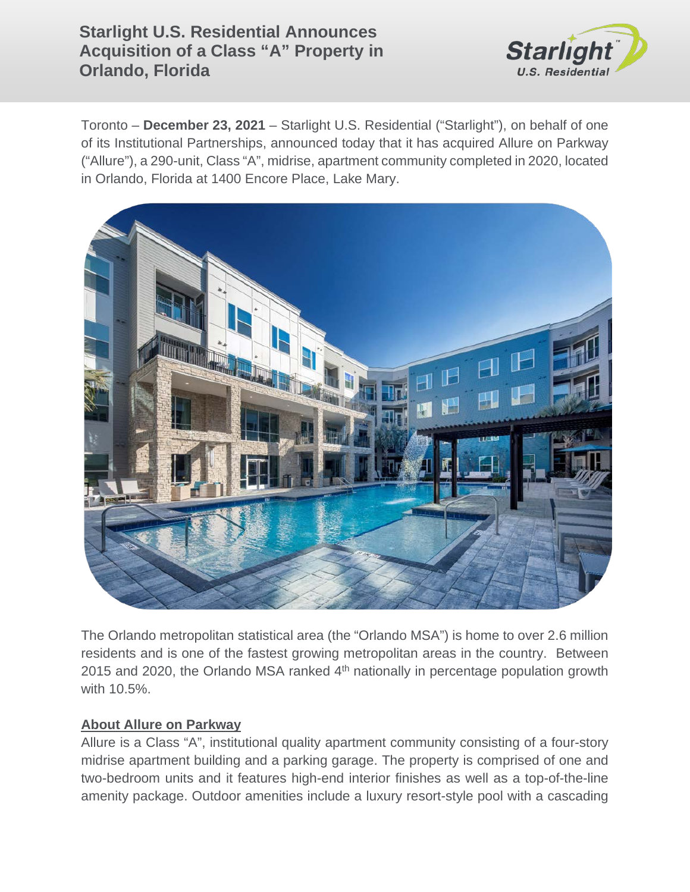# Starlight U.S. Residential Announces Acquisition of a Class "A" Property in Orlando, Florida

Toronto – **December 23, 2021** – Starlight U.S. Residential ("Starlight"), on behalf of one of its Institutional Partnerships, announced today that it has acquired Allure on Parkway ("Allure"), a 290-unit, Class "A", midrise, apartment community completed in 2020, located in Orlando, Florida at 1400 Encore Place, Lake Mary.

The Orlando metropolitan statistical area (the "Orlando MSA") is home to over 2.6 million residents and is one of the fastest growing metropolitan areas in the country. Between 2015 and 2020, the Orlando MSA ranked 4th nationally in percentage population growth with 10.5%.

## About Allure on Parkway

Allure is a Class "A", institutional quality apartment community consisting of a four-story midrise apartment building and a parking garage. The property is comprised of one and two-bedroom units and it features high-end interior finishes as well as a top-of-the-line amenity package. Outdoor amenities include a luxury resort-style pool with a cascading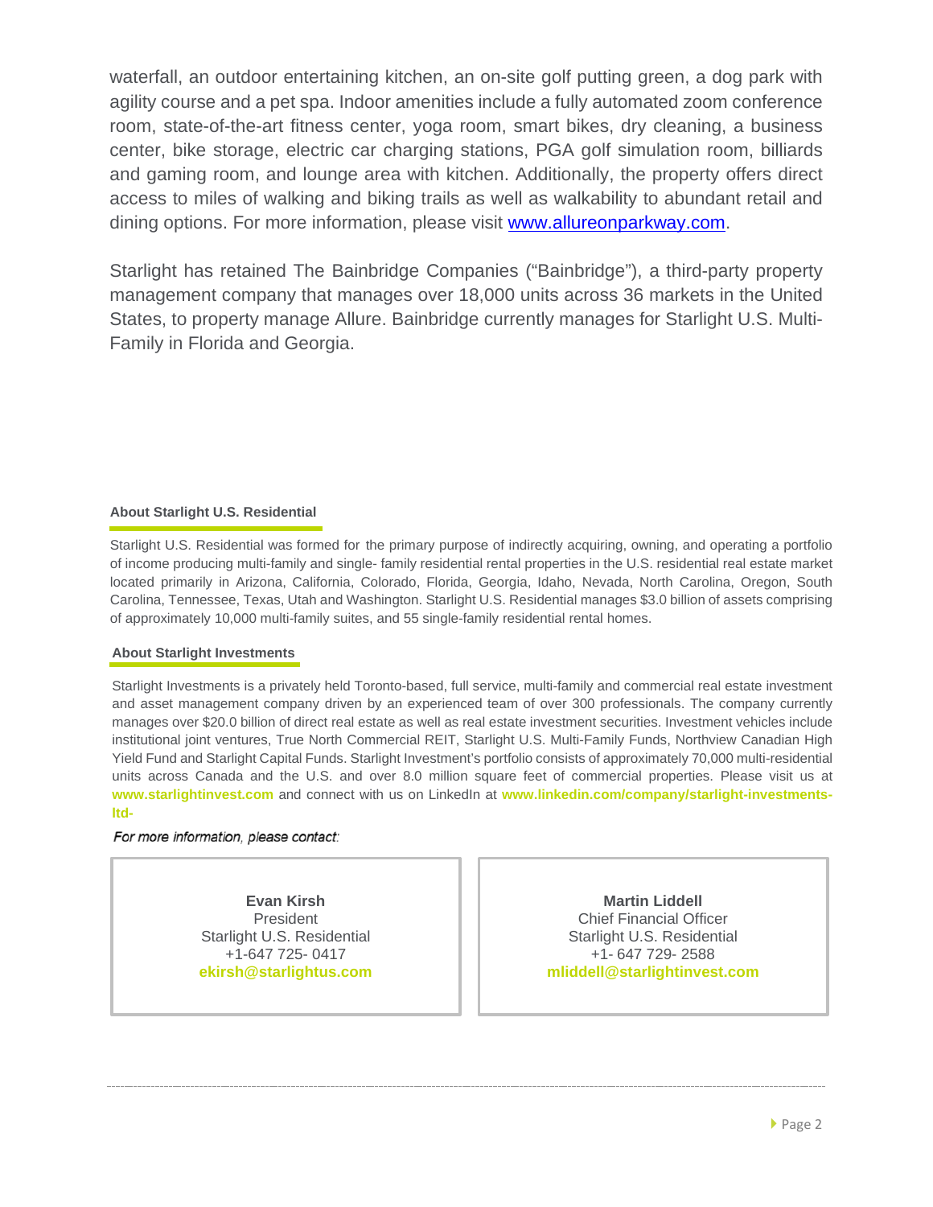waterfall, an outdoor entertaining kitchen, an on-site golf putting green, a dog park with agility course and a pet spa. Indoor amenities include a fully automated zoom conference room, state-of-the-art fitness center, yoga room, smart bikes, dry cleaning, a business center, bike storage, electric car charging stations, PGA golf simulation room, billiards and gaming room, and lounge area with kitchen. Additionally, the property offers direct access to miles of walking and biking trails as well as walkability to abundant retail and dining options. For more information, please visit [www.allureonparkway.com](http://www.allureonparkway.com).

Starlight has retained The Bainbridge Companies ("Bainbridge"), a third-party property management company that manages over 18,000 units across 36 markets in the United States, to property manage Allure. Bainbridge currently manages for Starlight U.S. Multi-Family in Florida and Georgia.

**About Starlight U.S. Residential**

Starlight U.S. Residential was formed for the primary purpose of indirectly acquiring, owning, and operating a portfolio of income producing multi-family and single- family residential rental properties in the U.S. residential real estate market located primarily in Arizona, California, Colorado, Florida, Georgia, Idaho, Nevada, North Carolina, Oregon, South Carolina, Tennessee, Texas, Utah and Washington. Starlight U.S. Residential manages $3.0 billion of assets comprising of approximately 10,000 multi-family suites, and 55 single-family residential rental homes.

**About Starlight Investments**

Starlight Investments is a privately held Toronto-based, full service, multi-family and commercial real estate investment and asset management company driven by an experienced team of over 300 professionals. The company currently manages over $20.0 billion of direct real estate as well as real estate investment securities. Investment vehicles include institutional joint ventures, True North Commercial REIT, Starlight U.S. Multi-Family Funds, Northview Canadian High Yield Fund and Starlight Capital Funds. Starlight Investment's portfolio consists of approximately 70,000 multi-residential units across Canada and the U.S. and over 8.0 million square feet of commercial properties. Please visit us at **www.starlightinvest.com** and connect with us on LinkedIn at **www.linkedin.com/company/starlight-investments-ltd-**

*For more information, please contact:*

**Evan Kirsh**
President
Starlight U.S. Residential
+1-647 725- 0417
**ekirsh@starlightus.com**

**Martin Liddell**
Chief Financial Officer
Starlight U.S. Residential
+1- 647 729- 2588
**mliddell@starlightinvest.com**